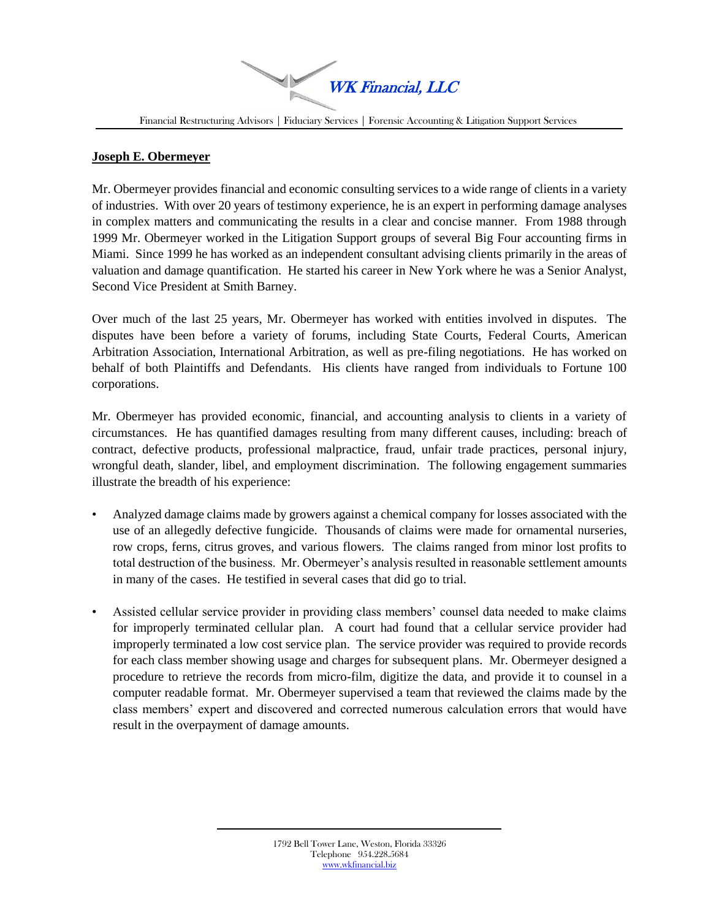WK Financial, LLC

Financial Restructuring Advisors | Fiduciary Services | Forensic Accounting & Litigation Support Services

**Joseph E. Obermeyer**

Mr. Obermeyer provides financial and economic consulting services to a wide range of clients in a variety of industries. With over 20 years of testimony experience, he is an expert in performing damage analyses in complex matters and communicating the results in a clear and concise manner. From 1988 through 1999 Mr. Obermeyer worked in the Litigation Support groups of several Big Four accounting firms in Miami. Since 1999 he has worked as an independent consultant advising clients primarily in the areas of valuation and damage quantification. He started his career in New York where he was a Senior Analyst, Second Vice President at Smith Barney.

Over much of the last 25 years, Mr. Obermeyer has worked with entities involved in disputes. The disputes have been before a variety of forums, including State Courts, Federal Courts, American Arbitration Association, International Arbitration, as well as pre-filing negotiations. He has worked on behalf of both Plaintiffs and Defendants. His clients have ranged from individuals to Fortune 100 corporations.

Mr. Obermeyer has provided economic, financial, and accounting analysis to clients in a variety of circumstances. He has quantified damages resulting from many different causes, including: breach of contract, defective products, professional malpractice, fraud, unfair trade practices, personal injury, wrongful death, slander, libel, and employment discrimination. The following engagement summaries illustrate the breadth of his experience:

- Analyzed damage claims made by growers against a chemical company for losses associated with the use of an allegedly defective fungicide. Thousands of claims were made for ornamental nurseries, row crops, ferns, citrus groves, and various flowers. The claims ranged from minor lost profits to total destruction of the business. Mr. Obermeyer's analysis resulted in reasonable settlement amounts in many of the cases. He testified in several cases that did go to trial.

- Assisted cellular service provider in providing class members' counsel data needed to make claims for improperly terminated cellular plan. A court had found that a cellular service provider had improperly terminated a low cost service plan. The service provider was required to provide records for each class member showing usage and charges for subsequent plans. Mr. Obermeyer designed a procedure to retrieve the records from micro-film, digitize the data, and provide it to counsel in a computer readable format. Mr. Obermeyer supervised a team that reviewed the claims made by the class members' expert and discovered and corrected numerous calculation errors that would have result in the overpayment of damage amounts.

1792 Bell Tower Lane, Weston, Florida 33326
Telephone 954.228.5684
www.wkfinancial.biz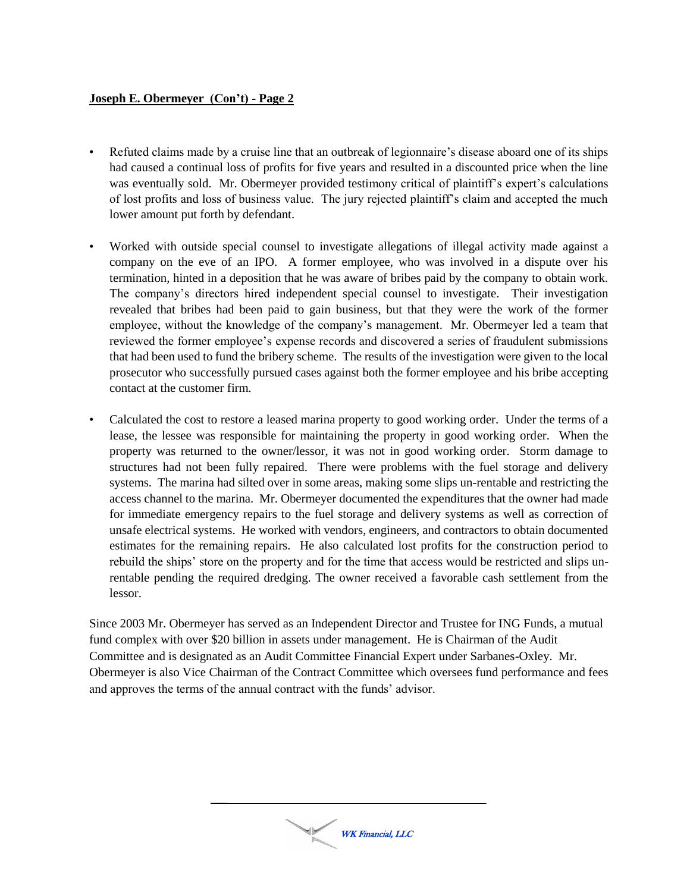- Refuted claims made by a cruise line that an outbreak of legionnaire's disease aboard one of its ships had caused a continual loss of profits for five years and resulted in a discounted price when the line was eventually sold. Mr. Obermeyer provided testimony critical of plaintiff's expert's calculations of lost profits and loss of business value. The jury rejected plaintiff's claim and accepted the much lower amount put forth by defendant.

- Worked with outside special counsel to investigate allegations of illegal activity made against a company on the eve of an IPO. A former employee, who was involved in a dispute over his termination, hinted in a deposition that he was aware of bribes paid by the company to obtain work. The company's directors hired independent special counsel to investigate. Their investigation revealed that bribes had been paid to gain business, but that they were the work of the former employee, without the knowledge of the company's management. Mr. Obermeyer led a team that reviewed the former employee's expense records and discovered a series of fraudulent submissions that had been used to fund the bribery scheme. The results of the investigation were given to the local prosecutor who successfully pursued cases against both the former employee and his bribe accepting contact at the customer firm.

- Calculated the cost to restore a leased marina property to good working order. Under the terms of a lease, the lessee was responsible for maintaining the property in good working order. When the property was returned to the owner/lessor, it was not in good working order. Storm damage to structures had not been fully repaired. There were problems with the fuel storage and delivery systems. The marina had silted over in some areas, making some slips un-rentable and restricting the access channel to the marina. Mr. Obermeyer documented the expenditures that the owner had made for immediate emergency repairs to the fuel storage and delivery systems as well as correction of unsafe electrical systems. He worked with vendors, engineers, and contractors to obtain documented estimates for the remaining repairs. He also calculated lost profits for the construction period to rebuild the ships' store on the property and for the time that access would be restricted and slips un-rentable pending the required dredging. The owner received a favorable cash settlement from the lessor.

Since 2003 Mr. Obermeyer has served as an Independent Director and Trustee for ING Funds, a mutual fund complex with over $20 billion in assets under management. He is Chairman of the Audit Committee and is designated as an Audit Committee Financial Expert under Sarbanes-Oxley. Mr. Obermeyer is also Vice Chairman of the Contract Committee which oversees fund performance and fees and approves the terms of the annual contract with the funds' advisor.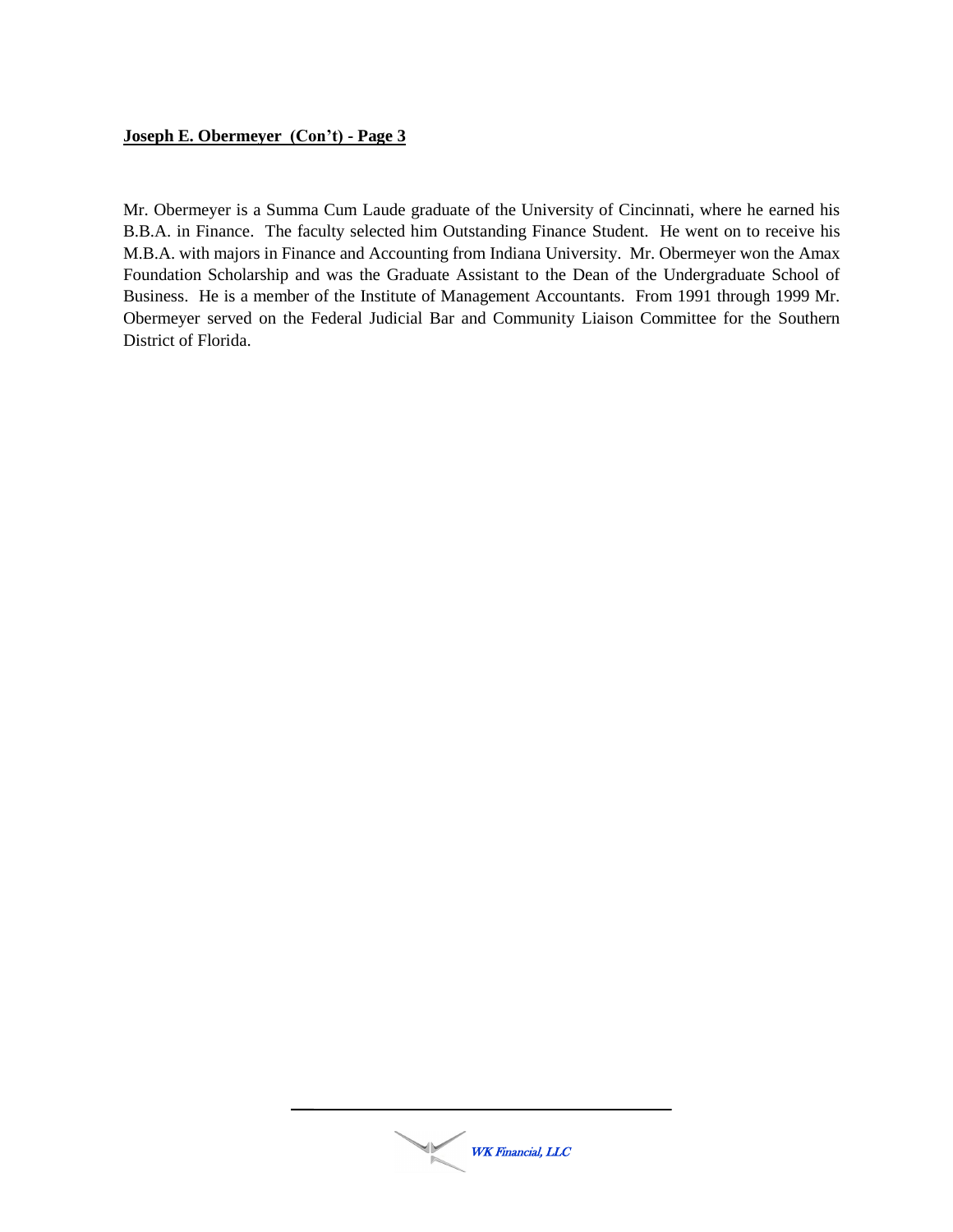**Joseph E. Obermeyer (Con't) - Page 3**

Mr. Obermeyer is a Summa Cum Laude graduate of the University of Cincinnati, where he earned his B.B.A. in Finance. The faculty selected him Outstanding Finance Student. He went on to receive his M.B.A. with majors in Finance and Accounting from Indiana University. Mr. Obermeyer won the Amax Foundation Scholarship and was the Graduate Assistant to the Dean of the Undergraduate School of Business. He is a member of the Institute of Management Accountants. From 1991 through 1999 Mr. Obermeyer served on the Federal Judicial Bar and Community Liaison Committee for the Southern District of Florida.